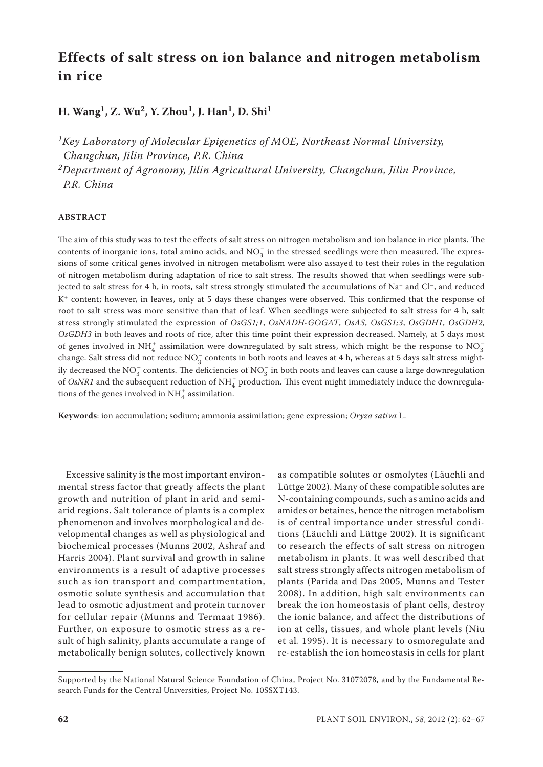# Effects of salt stress on ion balance and nitrogen metabolism in rice

**H. Wang[1], Z. Wu[2], Y. Zhou[1], J. Han[1], D. Shi[1]**

*[1]Key Laboratory of Molecular Epigenetics of MOE, Northeast Normal University, Changchun, Jilin Province, P.R. China*

*[2]Department of Agronomy, Jilin Agricultural University, Changchun, Jilin Province, P.R. China*

## ABSTRACT

The aim of this study was to test the effects of salt stress on nitrogen metabolism and ion balance in rice plants. The contents of inorganic ions, total amino acids, and $NO_3^-$ in the stressed seedlings were then measured. The expressions of some critical genes involved in nitrogen metabolism were also assayed to test their roles in the regulation of nitrogen metabolism during adaptation of rice to salt stress. The results showed that when seedlings were subjected to salt stress for 4 h, in roots, salt stress strongly stimulated the accumulations of $Na^+$ and $Cl^-$, and reduced $K^+$ content; however, in leaves, only at 5 days these changes were observed. This confirmed that the response of root to salt stress was more sensitive than that of leaf. When seedlings were subjected to salt stress for 4 h, salt stress strongly stimulated the expression of *OsGS1;1*, *OsNADH-GOGAT*, *OsAS*, *OsGS1;3*, *OsGDH1*, *OsGDH2*, *OsGDH3* in both leaves and roots of rice, after this time point their expression decreased. Namely, at 5 days most of genes involved in $NH_4^+$ assimilation were downregulated by salt stress, which might be the response to $NO_3^-$ change. Salt stress did not reduce $NO_3^-$ contents in both roots and leaves at 4 h, whereas at 5 days salt stress mightily decreased the $NO_3^-$ contents. The deficiencies of $NO_3^-$ in both roots and leaves can cause a large downregulation of *OsNR1* and the subsequent reduction of $NH_4^+$ production. This event might immediately induce the downregulations of the genes involved in $NH_4^+$ assimilation.

**Keywords**: ion accumulation; sodium; ammonia assimilation; gene expression; *Oryza sativa* L.

Excessive salinity is the most important environmental stress factor that greatly affects the plant growth and nutrition of plant in arid and semiarid regions. Salt tolerance of plants is a complex phenomenon and involves morphological and developmental changes as well as physiological and biochemical processes (Munns 2002, Ashraf and Harris 2004). Plant survival and growth in saline environments is a result of adaptive processes such as ion transport and compartmentation, osmotic solute synthesis and accumulation that lead to osmotic adjustment and protein turnover for cellular repair (Munns and Termaat 1986). Further, on exposure to osmotic stress as a result of high salinity, plants accumulate a range of metabolically benign solutes, collectively known as compatible solutes or osmolytes (Läuchli and Lüttge 2002). Many of these compatible solutes are N-containing compounds, such as amino acids and amides or betaines, hence the nitrogen metabolism is of central importance under stressful conditions (Läuchli and Lüttge 2002). It is significant to research the effects of salt stress on nitrogen metabolism in plants. It was well described that salt stress strongly affects nitrogen metabolism of plants (Parida and Das 2005, Munns and Tester 2008). In addition, high salt environments can break the ion homeostasis of plant cells, destroy the ionic balance, and affect the distributions of ion at cells, tissues, and whole plant levels (Niu et al*.* 1995). It is necessary to osmoregulate and re-establish the ion homeostasis in cells for plant

---

Supported by the National Natural Science Foundation of China, Project No. 31072078, and by the Fundamental Research Funds for the Central Universities, Project No. 10SSXT143.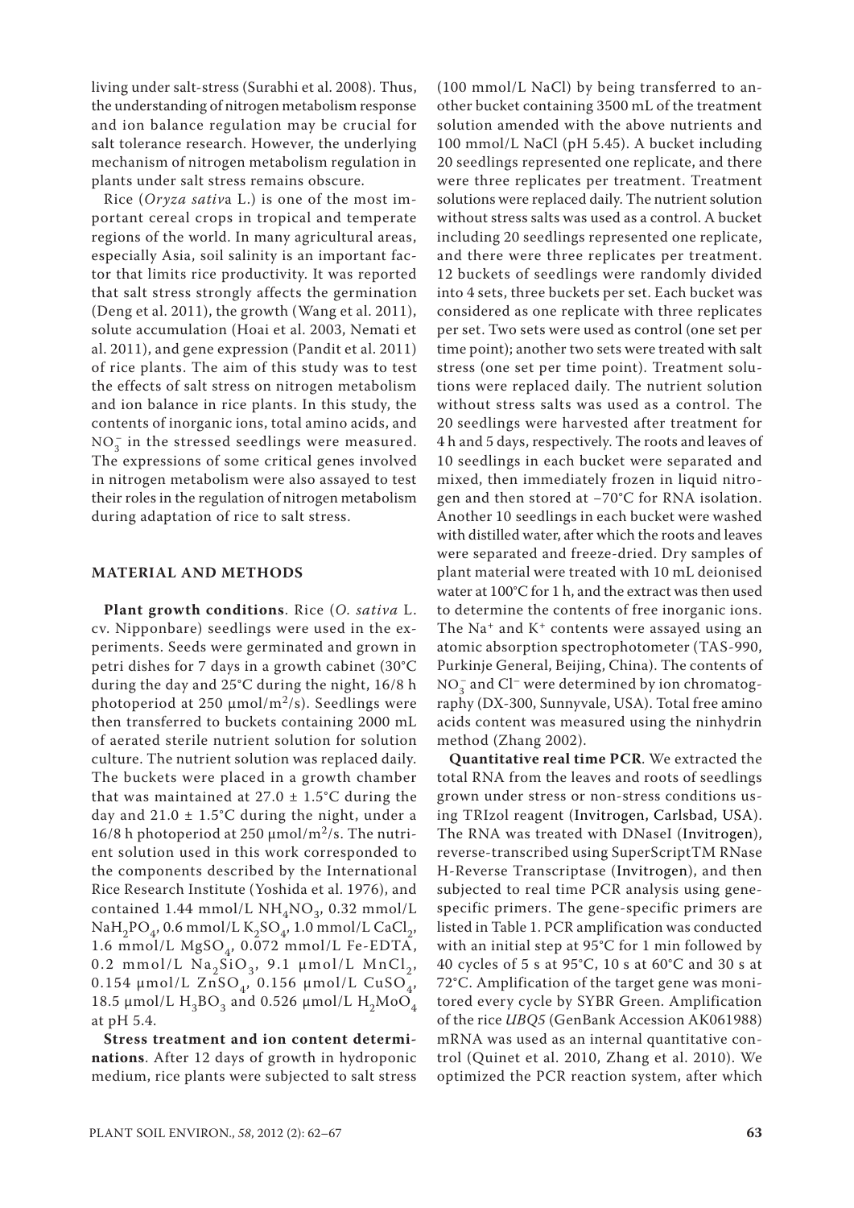living under salt-stress (Surabhi et al. 2008). Thus, the understanding of nitrogen metabolism response and ion balance regulation may be crucial for salt tolerance research. However, the underlying mechanism of nitrogen metabolism regulation in plants under salt stress remains obscure.

Rice (*Oryza sativa* L.) is one of the most important cereal crops in tropical and temperate regions of the world. In many agricultural areas, especially Asia, soil salinity is an important factor that limits rice productivity. It was reported that salt stress strongly affects the germination (Deng et al. 2011), the growth (Wang et al. 2011), solute accumulation (Hoai et al. 2003, Nemati et al. 2011), and gene expression (Pandit et al. 2011) of rice plants. The aim of this study was to test the effects of salt stress on nitrogen metabolism and ion balance in rice plants. In this study, the contents of inorganic ions, total amino acids, and $NO_3^-$ in the stressed seedlings were measured. The expressions of some critical genes involved in nitrogen metabolism were also assayed to test their roles in the regulation of nitrogen metabolism during adaptation of rice to salt stress.

## MATERIAL AND METHODS

**Plant growth conditions**. Rice (*O. sativa* L. cv. Nipponbare) seedlings were used in the experiments. Seeds were germinated and grown in petri dishes for 7 days in a growth cabinet (30°C during the day and 25°C during the night, 16/8 h photoperiod at 250 μmol/m$^2$/s). Seedlings were then transferred to buckets containing 2000 mL of aerated sterile nutrient solution for solution culture. The nutrient solution was replaced daily. The buckets were placed in a growth chamber that was maintained at 27.0 ± 1.5°C during the day and 21.0 ± 1.5°C during the night, under a 16/8 h photoperiod at 250 μmol/m$^2$/s. The nutrient solution used in this work corresponded to the components described by the International Rice Research Institute (Yoshida et al. 1976), and contained 1.44 mmol/L $NH_4NO_3$, 0.32 mmol/L $NaH_2PO_4$, 0.6 mmol/L $K_2SO_4$, 1.0 mmol/L $CaCl_2$, 1.6 mmol/L $MgSO_4$, 0.072 mmol/L Fe-EDTA, 0.2 mmol/L $Na_2SiO_3$, 9.1 μmol/L $MnCl_2$, 0.154 μmol/L $ZnSO_4$, 0.156 μmol/L $CuSO_4$, 18.5 μmol/L $H_3BO_3$ and 0.526 μmol/L $H_2MoO_4$ at pH 5.4.

**Stress treatment and ion content determinations**. After 12 days of growth in hydroponic medium, rice plants were subjected to salt stress (100 mmol/L NaCl) by being transferred to another bucket containing 3500 mL of the treatment solution amended with the above nutrients and 100 mmol/L NaCl (pH 5.45). A bucket including 20 seedlings represented one replicate, and there were three replicates per treatment. Treatment solutions were replaced daily. The nutrient solution without stress salts was used as a control. A bucket including 20 seedlings represented one replicate, and there were three replicates per treatment. 12 buckets of seedlings were randomly divided into 4 sets, three buckets per set. Each bucket was considered as one replicate with three replicates per set. Two sets were used as control (one set per time point); another two sets were treated with salt stress (one set per time point). Treatment solutions were replaced daily. The nutrient solution without stress salts was used as a control. The 20 seedlings were harvested after treatment for 4 h and 5 days, respectively. The roots and leaves of 10 seedlings in each bucket were separated and mixed, then immediately frozen in liquid nitrogen and then stored at –70°C for RNA isolation. Another 10 seedlings in each bucket were washed with distilled water, after which the roots and leaves were separated and freeze-dried. Dry samples of plant material were treated with 10 mL deionised water at 100°C for 1 h, and the extract was then used to determine the contents of free inorganic ions. The $Na^+$ and $K^+$ contents were assayed using an atomic absorption spectrophotometer (TAS-990, Purkinje General, Beijing, China). The contents of $NO_3^-$ and $Cl^-$ were determined by ion chromatography (DX-300, Sunnyvale, USA). Total free amino acids content was measured using the ninhydrin method (Zhang 2002).

**Quantitative real time PCR**. We extracted the total RNA from the leaves and roots of seedlings grown under stress or non-stress conditions using TRIzol reagent (Invitrogen, Carlsbad, USA). The RNA was treated with DNaseI (Invitrogen), reverse-transcribed using SuperScriptTM RNase H-Reverse Transcriptase (Invitrogen), and then subjected to real time PCR analysis using gene-specific primers. The gene-specific primers are listed in Table 1. PCR amplification was conducted with an initial step at 95°C for 1 min followed by 40 cycles of 5 s at 95°C, 10 s at 60°C and 30 s at 72°C. Amplification of the target gene was monitored every cycle by SYBR Green. Amplification of the rice *UBQ5* (GenBank Accession AK061988) mRNA was used as an internal quantitative control (Quinet et al. 2010, Zhang et al. 2010). We optimized the PCR reaction system, after which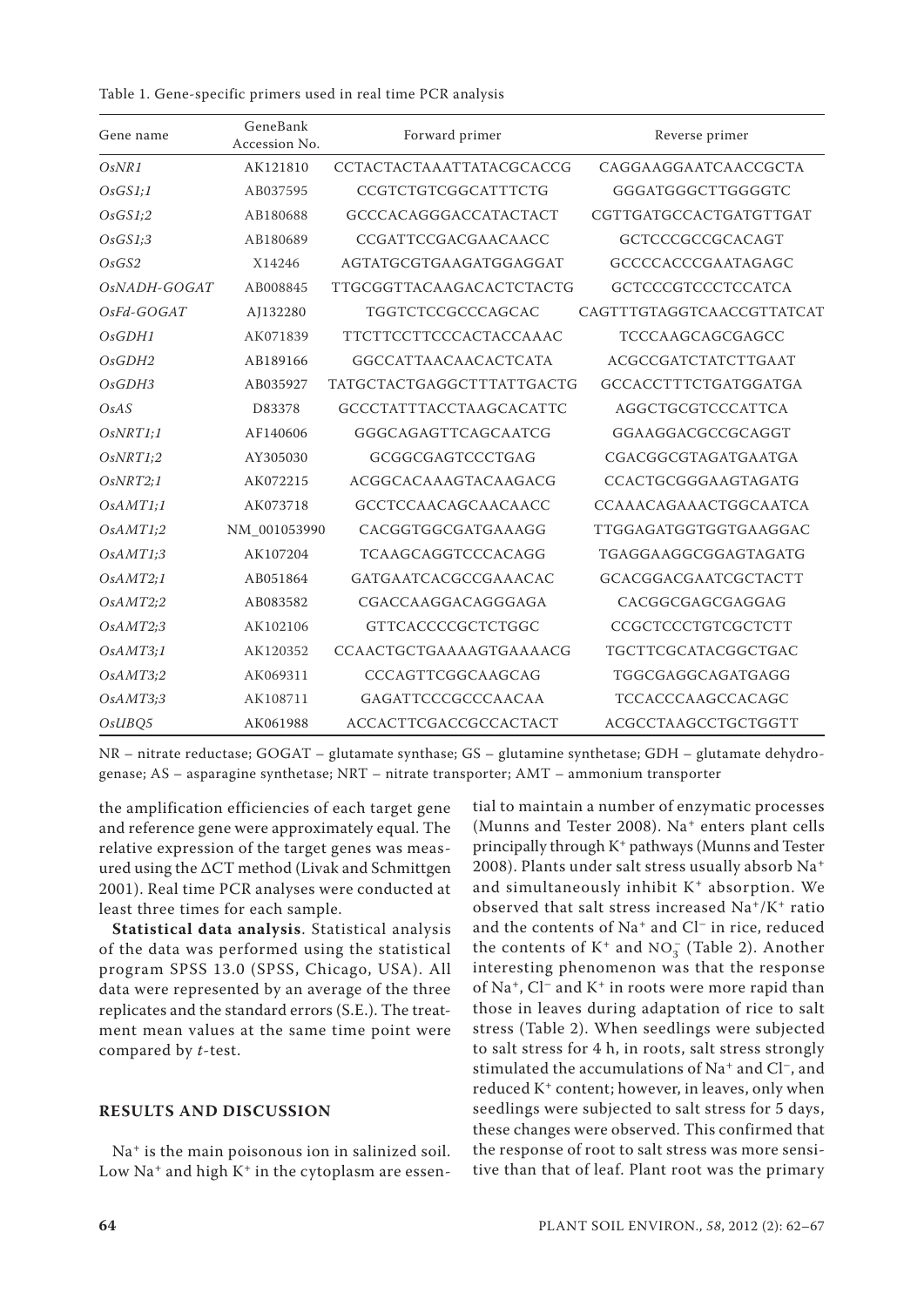Table 1. Gene-specific primers used in real time PCR analysis

| Gene name | GeneBank Accession No. | Forward primer | Reverse primer |
|---|---|---|---|
| *OsNR1* | AK121810 | CCTACTACTAAATTATACGCACCG | CAGGAAGGAATCAACCGCTA |
| *OsGS1;1* | AB037595 | CCGTCTGTCGGCATTTCTG | GGGATGGGCTTGGGGTC |
| *OsGS1;2* | AB180688 | GCCCACAGGGACCATACTACT | CGTTGATGCCACTGATGTTGAT |
| *OsGS1;3* | AB180689 | CCGATTCCGACGAACAACC | GCTCCCGCCGCACAGT |
| *OsGS2* | X14246 | AGTATGCGTGAAGATGGAGGAT | GCCCCACCCGAATAGAGC |
| *OsNADH-GOGAT* | AB008845 | TTGCGGTTACAAGACACTCTACTG | GCTCCCGTCCCTCCATCA |
| *OsFd-GOGAT* | AJ132280 | TGGTCTCCGCCCAGCAC | CAGTTTGTAGGTCAACCGTTATCAT |
| *OsGDH1* | AK071839 | TTCTTCCTTCCCACTACCAAAC | TCCCAAGCAGCGAGCC |
| *OsGDH2* | AB189166 | GGCCATTAACAACACTCATA | ACGCCGATCTATCTTGAAT |
| *OsGDH3* | AB035927 | TATGCTACTGAGGCTTTATTGACTG | GCCACCTTTCTGATGGATGA |
| *OsAS* | D83378 | GCCCTATTTACCTAAGCACATTC | AGGCTGCGTCCCATTCA |
| *OsNRT1;1* | AF140606 | GGGCAGAGTTCAGCAATCG | GGAAGGACGCCGCAGGT |
| *OsNRT1;2* | AY305030 | GCGGCGAGTCCCTGAG | CGACGGCGTAGATGAATGA |
| *OsNRT2;1* | AK072215 | ACGGCACAAAGTACAAGACG | CCACTGCGGGAAGTAGATG |
| *OsAMT1;1* | AK073718 | GCCTCCAACAGCAACAACC | CCAAACAGAAACTGGCAATCA |
| *OsAMT1;2* | NM_001053990 | CACGGTGGCGATGAAAGG | TTGGAGATGGTGGTGAAGGAC |
| *OsAMT1;3* | AK107204 | TCAAGCAGGTCCCACAGG | TGAGGAAGGCGGAGTAGATG |
| *OsAMT2;1* | AB051864 | GATGAATCACGCCGAAACAC | GCACGGACGAATCGCTACTT |
| *OsAMT2;2* | AB083582 | CGACCAAGGACAGGGAGA | CACGGCGAGCGAGGAG |
| *OsAMT2;3* | AK102106 | GTTCACCCCGCTCTGGC | CCGCTCCCTGTCGCTCTT |
| *OsAMT3;1* | AK120352 | CCAACTGCTGAAAAGTGAAAACG | TGCTTCGCATACGGCTGAC |
| *OsAMT3;2* | AK069311 | CCCAGTTCGGCAAGCAG | TGGCGAGGCAGATGAGG |
| *OsAMT3;3* | AK108711 | GAGATTCCCGCCCAACAA | TCCACCCAAGCCACAGC |
| *OsUBQ5* | AK061988 | ACCACTTCGACCGCCACTACT | ACGCCTAAGCCTGCTGGTT |

NR – nitrate reductase; GOGAT – glutamate synthase; GS – glutamine synthetase; GDH – glutamate dehydrogenase; AS – asparagine synthetase; NRT – nitrate transporter; AMT – ammonium transporter

the amplification efficiencies of each target gene and reference gene were approximately equal. The relative expression of the target genes was measured using the ΔCT method (Livak and Schmittgen 2001). Real time PCR analyses were conducted at least three times for each sample.

**Statistical data analysis**. Statistical analysis of the data was performed using the statistical program SPSS 13.0 (SPSS, Chicago, USA). All data were represented by an average of the three replicates and the standard errors (S.E.). The treatment mean values at the same time point were compared by *t*-test.

## RESULTS AND DISCUSSION

$Na^+$ is the main poisonous ion in salinized soil. Low $Na^+$ and high $K^+$ in the cytoplasm are essential to maintain a number of enzymatic processes (Munns and Tester 2008). $Na^+$ enters plant cells principally through $K^+$ pathways (Munns and Tester 2008). Plants under salt stress usually absorb $Na^+$ and simultaneously inhibit $K^+$ absorption. We observed that salt stress increased $Na^+/K^+$ ratio and the contents of $Na^+$ and $Cl^-$ in rice, reduced the contents of $K^+$ and $NO_3^-$ (Table 2). Another interesting phenomenon was that the response of $Na^+$, $Cl^-$ and $K^+$ in roots were more rapid than those in leaves during adaptation of rice to salt stress (Table 2). When seedlings were subjected to salt stress for 4 h, in roots, salt stress strongly stimulated the accumulations of $Na^+$ and $Cl^-$, and reduced $K^+$ content; however, in leaves, only when seedlings were subjected to salt stress for 5 days, these changes were observed. This confirmed that the response of root to salt stress was more sensitive than that of leaf. Plant root was the primary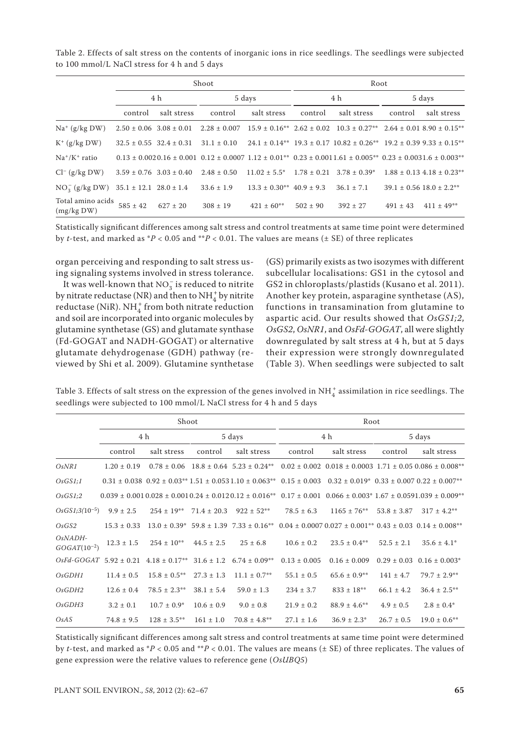Table 2. Effects of salt stress on the contents of inorganic ions in rice seedlings. The seedlings were subjected to 100 mmol/L NaCl stress for 4 h and 5 days

| | Shoot | | | | Root | | | |
|---|---|---|---|---|---|---|---|---|
| | 4 h | | 5 days | | 4 h | | 5 days | |
| | control | salt stress | control | salt stress | control | salt stress | control | salt stress |
| $Na^+$ (g/kg DW) | 2.50 ± 0.06 | 3.08 ± 0.01 | 2.28 ± 0.007 | 15.9 ± 0.16** | 2.62 ± 0.02 | 10.3 ± 0.27** | 2.64 ± 0.01 | 8.90 ± 0.15** |
| $K^+$ (g/kg DW) | 32.5 ± 0.55 | 32.4 ± 0.31 | 31.1 ± 0.10 | 24.1 ± 0.14** | 19.3 ± 0.17 | 10.82 ± 0.26** | 19.2 ± 0.39 | 9.33 ± 0.15** |
| $Na^+/K^+$ ratio | 0.13 ± 0.002 | 0.16 ± 0.001 | 0.12 ± 0.0007 | 1.12 ± 0.01** | 0.23 ± 0.001 | 1.61 ± 0.005** | 0.23 ± 0.003 | 1.6 ± 0.003** |
| $Cl^-$ (g/kg DW) | 3.59 ± 0.76 | 3.03 ± 0.40 | 2.48 ± 0.50 | 11.02 ± 5.5* | 1.78 ± 0.21 | 3.78 ± 0.39* | 1.88 ± 0.13 | 4.18 ± 0.23** |
| $NO_3^-$ (g/kg DW) | 35.1 ± 12.1 | 28.0 ± 1.4 | 33.6 ± 1.9 | 13.3 ± 0.30** | 40.9 ± 9.3 | 36.1 ± 7.1 | 39.1 ± 0.56 | 18.0 ± 2.2** |
| Total amino acids (mg/kg DW) | 585 ± 42 | 627 ± 20 | 308 ± 19 | 421 ± 60** | 502 ± 90 | 392 ± 27 | 491 ± 43 | 411 ± 49** |

Statistically significant differences among salt stress and control treatments at same time point were determined by *t*-test, and marked as $^*P < 0.05$ and $^{**}P < 0.01$. The values are means (± SE) of three replicates

organ perceiving and responding to salt stress using signaling systems involved in stress tolerance.

It was well-known that $NO_3^-$ is reduced to nitrite by nitrate reductase (NR) and then to $NH_4^+$ by nitrite reductase (NiR). $NH_4^+$ from both nitrate reduction and soil are incorporated into organic molecules by glutamine synthetase (GS) and glutamate synthase (Fd-GOGAT and NADH-GOGAT) or alternative glutamate dehydrogenase (GDH) pathway (reviewed by Shi et al. 2009). Glutamine synthetase (GS) primarily exists as two isozymes with different subcellular localisations: GS1 in the cytosol and GS2 in chloroplasts/plastids (Kusano et al. 2011). Another key protein, asparagine synthetase (AS), functions in transamination from glutamine to aspartic acid. Our results showed that *OsGS1;2*, *OsGS2*, *OsNR1*, and *OsFd-GOGAT*, all were slightly downregulated by salt stress at 4 h, but at 5 days their expression were strongly downregulated (Table 3). When seedlings were subjected to salt

Table 3. Effects of salt stress on the expression of the genes involved in $NH_4^+$ assimilation in rice seedlings. The seedlings were subjected to 100 mmol/L NaCl stress for 4 h and 5 days

| | Shoot | | | | Root | | | |
|---|---|---|---|---|---|---|---|---|
| | 4 h | | 5 days | | 4 h | | 5 days | |
| | control | salt stress | control | salt stress | control | salt stress | control | salt stress |
| *OsNR1* | 1.20 ± 0.19 | 0.78 ± 0.06 | 18.8 ± 0.64 | 5.23 ± 0.24** | 0.02 ± 0.002 | 0.018 ± 0.0003 | 1.71 ± 0.05 | 0.086 ± 0.008** |
| *OsGS1;1* | 0.31 ± 0.038 | 0.92 ± 0.03** | 1.51 ± 0.053 | 1.10 ± 0.063** | 0.15 ± 0.003 | 0.32 ± 0.019* | 0.33 ± 0.007 | 0.22 ± 0.007** |
| *OsGS1;2* | 0.039 ± 0.001 | 0.028 ± 0.001 | 0.24 ± 0.012 | 0.12 ± 0.016** | 0.17 ± 0.001 | 0.066 ± 0.003* | 1.67 ± 0.059 | 1.039 ± 0.009** |
| *OsGS1;3*($10^{-5}$) | 9.9 ± 2.5 | 254 ± 19** | 71.4 ± 20.3 | 922 ± 52** | 78.5 ± 6.3 | 1165 ± 76** | 53.8 ± 3.87 | 317 ± 4.2** |
| *OsGS2* | 15.3 ± 0.33 | 13.0 ± 0.39* | 59.8 ± 1.39 | 7.33 ± 0.16** | 0.04 ± 0.0007 | 0.027 ± 0.001** | 0.43 ± 0.03 | 0.14 ± 0.008** |
| *OsNADH-GOGAT*($10^{-2}$) | 12.3 ± 1.5 | 254 ± 10** | 44.5 ± 2.5 | 25 ± 6.8 | 10.6 ± 0.2 | 23.5 ± 0.4** | 52.5 ± 2.1 | 35.6 ± 4.1* |
| *OsFd-GOGAT* | 5.92 ± 0.21 | 4.18 ± 0.17** | 31.6 ± 1.2 | 6.74 ± 0.09** | 0.13 ± 0.005 | 0.16 ± 0.009 | 0.29 ± 0.03 | 0.16 ± 0.003* |
| *OsGDH1* | 11.4 ± 0.5 | 15.8 ± 0.5** | 27.3 ± 1.3 | 11.1 ± 0.7** | 55.1 ± 0.5 | 65.6 ± 0.9** | 141 ± 4.7 | 79.7 ± 2.9** |
| *OsGDH2* | 12.6 ± 0.4 | 78.5 ± 2.3** | 38.1 ± 5.4 | 59.0 ± 1.3 | 234 ± 3.7 | 833 ± 18** | 66.1 ± 4.2 | 36.4 ± 2.5** |
| *OsGDH3* | 3.2 ± 0.1 | 10.7 ± 0.9* | 10.6 ± 0.9 | 9.0 ± 0.8 | 21.9 ± 0.2 | 88.9 ± 4.6** | 4.9 ± 0.5 | 2.8 ± 0.4* |
| *OsAS* | 74.8 ± 9.5 | 128 ± 3.5** | 161 ± 1.0 | 70.8 ± 4.8** | 27.1 ± 1.6 | 36.9 ± 2.3* | 26.7 ± 0.5 | 19.0 ± 0.6** |

Statistically significant differences among salt stress and control treatments at same time point were determined by *t*-test, and marked as $^*P < 0.05$ and $^{**}P < 0.01$. The values are means (± SE) of three replicates. The values of gene expression were the relative values to reference gene (*OsUBQ5*)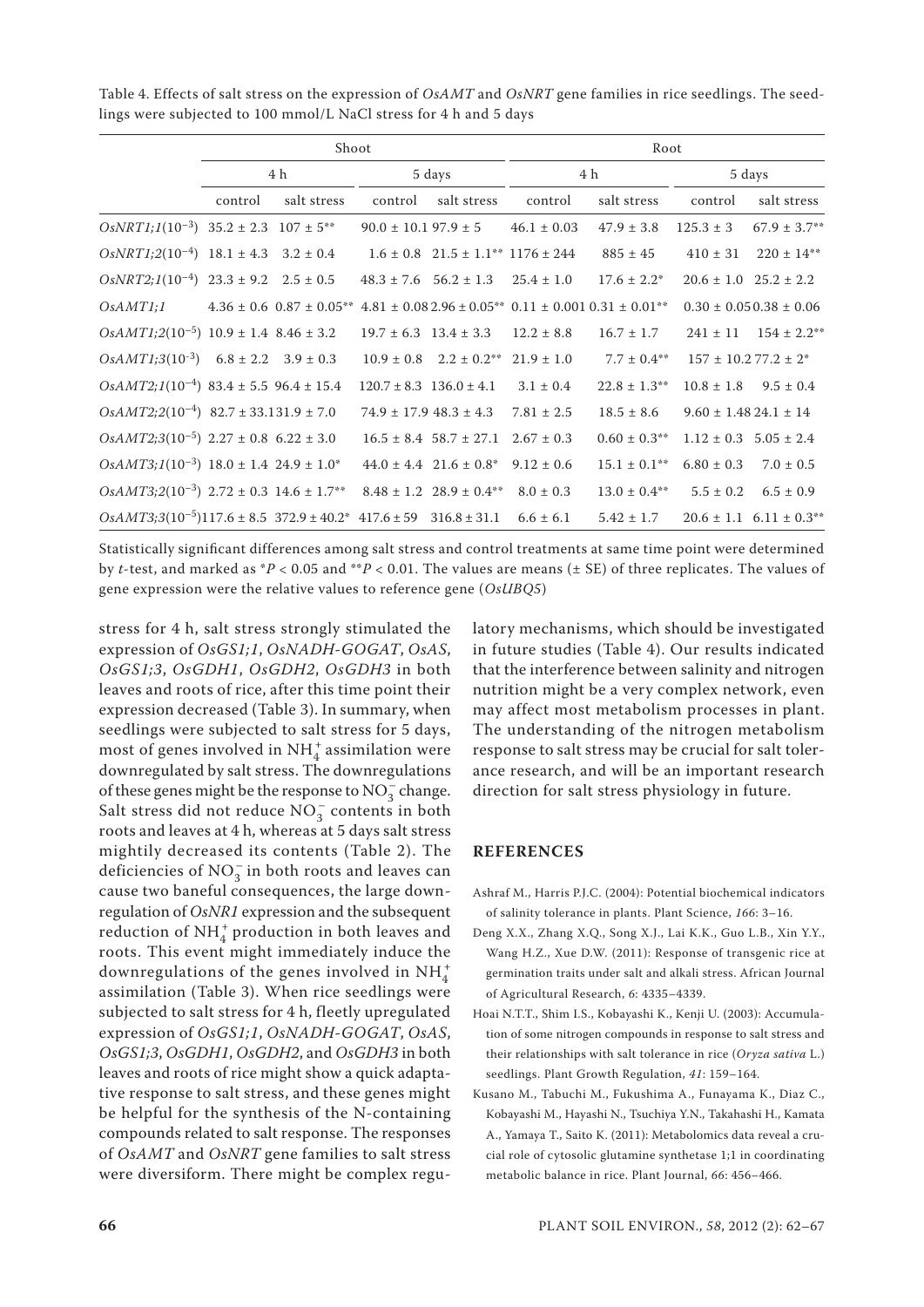Table 4. Effects of salt stress on the expression of *OsAMT* and *OsNRT* gene families in rice seedlings. The seedlings were subjected to 100 mmol/L NaCl stress for 4 h and 5 days

| | Shoot | | | | Root | | | |
|---|---|---|---|---|---|---|---|---|
| | 4 h | | 5 days | | 4 h | | 5 days | |
| | control | salt stress | control | salt stress | control | salt stress | control | salt stress |
| *OsNRT1;1*($10^{-3}$) | 35.2 ± 2.3 | 107 ± 5** | 90.0 ± 10.1 | 97.9 ± 5 | 46.1 ± 0.03 | 47.9 ± 3.8 | 125.3 ± 3 | 67.9 ± 3.7** |
| *OsNRT1;2*($10^{-4}$) | 18.1 ± 4.3 | 3.2 ± 0.4 | 1.6 ± 0.8 | 21.5 ± 1.1** | 1176 ± 244 | 885 ± 45 | 410 ± 31 | 220 ± 14** |
| *OsNRT2;1*($10^{-4}$) | 23.3 ± 9.2 | 2.5 ± 0.5 | 48.3 ± 7.6 | 56.2 ± 1.3 | 25.4 ± 1.0 | 17.6 ± 2.2* | 20.6 ± 1.0 | 25.2 ± 2.2 |
| *OsAMT1;1* | 4.36 ± 0.6 | 0.87 ± 0.05** | 4.81 ± 0.08 | 2.96 ± 0.05** | 0.11 ± 0.001 | 0.31 ± 0.01** | 0.30 ± 0.05 | 0.38 ± 0.06 |
| *OsAMT1;2*($10^{-5}$) | 10.9 ± 1.4 | 8.46 ± 3.2 | 19.7 ± 6.3 | 13.4 ± 3.3 | 12.2 ± 8.8 | 16.7 ± 1.7 | 241 ± 11 | 154 ± 2.2** |
| *OsAMT1;3*($10^{-3}$) | 6.8 ± 2.2 | 3.9 ± 0.3 | 10.9 ± 0.8 | 2.2 ± 0.2** | 21.9 ± 1.0 | 7.7 ± 0.4** | 157 ± 10.2 | 77.2 ± 2* |
| *OsAMT2;1*($10^{-4}$) | 83.4 ± 5.5 | 96.4 ± 15.4 | 120.7 ± 8.3 | 136.0 ± 4.1 | 3.1 ± 0.4 | 22.8 ± 1.3** | 10.8 ± 1.8 | 9.5 ± 0.4 |
| *OsAMT2;2*($10^{-4}$) | 82.7 ± 33.1 | 31.9 ± 7.0 | 74.9 ± 17.9 | 48.3 ± 4.3 | 7.81 ± 2.5 | 18.5 ± 8.6 | 9.60 ± 1.48 | 24.1 ± 14 |
| *OsAMT2;3*($10^{-5}$) | 2.27 ± 0.8 | 6.22 ± 3.0 | 16.5 ± 8.4 | 58.7 ± 27.1 | 2.67 ± 0.3 | 0.60 ± 0.3** | 1.12 ± 0.3 | 5.05 ± 2.4 |
| *OsAMT3;1*($10^{-3}$) | 18.0 ± 1.4 | 24.9 ± 1.0* | 44.0 ± 4.4 | 21.6 ± 0.8* | 9.12 ± 0.6 | 15.1 ± 0.1** | 6.80 ± 0.3 | 7.0 ± 0.5 |
| *OsAMT3;2*($10^{-3}$) | 2.72 ± 0.3 | 14.6 ± 1.7** | 8.48 ± 1.2 | 28.9 ± 0.4** | 8.0 ± 0.3 | 13.0 ± 0.4** | 5.5 ± 0.2 | 6.5 ± 0.9 |
| *OsAMT3;3*($10^{-5}$) | 117.6 ± 8.5 | 372.9 ± 40.2* | 417.6 ± 59 | 316.8 ± 31.1 | 6.6 ± 6.1 | 5.42 ± 1.7 | 20.6 ± 1.1 | 6.11 ± 0.3** |

Statistically significant differences among salt stress and control treatments at same time point were determined by *t*-test, and marked as $^{*}P < 0.05$ and $^{**}P < 0.01$. The values are means (± SE) of three replicates. The values of gene expression were the relative values to reference gene (*OsUBQ5*)

stress for 4 h, salt stress strongly stimulated the expression of *OsGS1;1*, *OsNADH-GOGAT*, *OsAS*, *OsGS1;3*, *OsGDH1*, *OsGDH2*, *OsGDH3* in both leaves and roots of rice, after this time point their expression decreased (Table 3). In summary, when seedlings were subjected to salt stress for 5 days, most of genes involved in $NH_4^+$ assimilation were downregulated by salt stress. The downregulations of these genes might be the response to $NO_3^-$ change. Salt stress did not reduce $NO_3^-$ contents in both roots and leaves at 4 h, whereas at 5 days salt stress mightily decreased its contents (Table 2). The deficiencies of $NO_3^-$ in both roots and leaves can cause two baneful consequences, the large downregulation of *OsNR1* expression and the subsequent reduction of $NH_4^+$ production in both leaves and roots. This event might immediately induce the downregulations of the genes involved in $NH_4^+$ assimilation (Table 3). When rice seedlings were subjected to salt stress for 4 h, fleetly upregulated expression of *OsGS1;1*, *OsNADH-GOGAT*, *OsAS*, *OsGS1;3*, *OsGDH1*, and *OsGDH3* in both leaves and roots of rice might show a quick adaptative response to salt stress, and these genes might be helpful for the synthesis of the N-containing compounds related to salt response. The responses of *OsAMT* and *OsNRT* gene families to salt stress were diversiform. There might be complex regulatory mechanisms, which should be investigated in future studies (Table 4). Our results indicated that the interference between salinity and nitrogen nutrition might be a very complex network, even may affect most metabolism processes in plant. The understanding of the nitrogen metabolism response to salt stress may be crucial for salt tolerance research, and will be an important research direction for salt stress physiology in future.

## REFERENCES

Ashraf M., Harris P.J.C. (2004): Potential biochemical indicators of salinity tolerance in plants. Plant Science, *166*: 3–16.

Deng X.X., Zhang X.Q., Song X.J., Lai K.K., Guo L.B., Xin Y.Y., Wang H.Z., Xue D.W. (2011): Response of transgenic rice at germination traits under salt and alkali stress. African Journal of Agricultural Research, *6*: 4335–4339.

Hoai N.T.T., Shim I.S., Kobayashi K., Kenji U. (2003): Accumulation of some nitrogen compounds in response to salt stress and their relationships with salt tolerance in rice (*Oryza sativa* L.) seedlings. Plant Growth Regulation, *41*: 159–164.

Kusano M., Tabuchi M., Fukushima A., Funayama K., Diaz C., Kobayashi M., Hayashi N., Tsuchiya Y.N., Takahashi H., Kamata A., Yamaya T., Saito K. (2011): Metabolomics data reveal a crucial role of cytosolic glutamine synthetase 1;1 in coordinating metabolic balance in rice. Plant Journal, *66*: 456–466.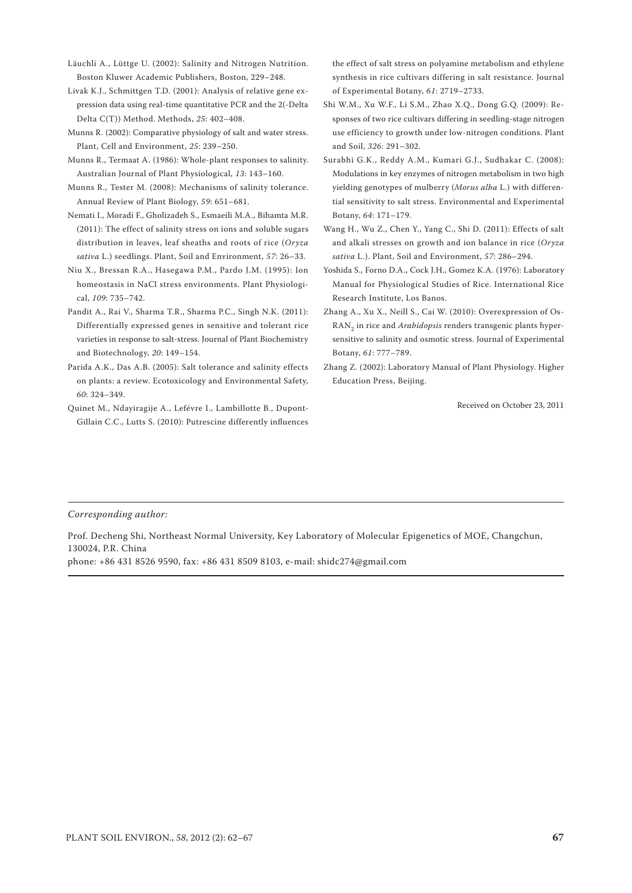Läuchli A., Lüttge U. (2002): Salinity and Nitrogen Nutrition. Boston Kluwer Academic Publishers, Boston, 229–248.

Livak K.J., Schmittgen T.D. (2001): Analysis of relative gene expression data using real-time quantitative PCR and the 2(-Delta Delta C(T)) Method. Methods, *25*: 402–408.

Munns R. (2002): Comparative physiology of salt and water stress. Plant, Cell and Environment, *25*: 239–250.

Munns R., Termaat A. (1986): Whole-plant responses to salinity. Australian Journal of Plant Physiological, *13*: 143–160.

Munns R., Tester M. (2008): Mechanisms of salinity tolerance. Annual Review of Plant Biology, *59*: 651–681.

Nemati I., Moradi F., Gholizadeh S., Esmaeili M.A., Bihamta M.R. (2011): The effect of salinity stress on ions and soluble sugars distribution in leaves, leaf sheaths and roots of rice (*Oryza sativa* L.) seedlings. Plant, Soil and Environment, *57*: 26–33.

Niu X., Bressan R.A., Hasegawa P.M., Pardo J.M. (1995): Ion homeostasis in NaCl stress environments. Plant Physiological, *109*: 735–742.

Pandit A., Rai V., Sharma T.R., Sharma P.C., Singh N.K. (2011): Differentially expressed genes in sensitive and tolerant rice varieties in response to salt-stress. Journal of Plant Biochemistry and Biotechnology, *20*: 149–154.

Parida A.K., Das A.B. (2005): Salt tolerance and salinity effects on plants: a review. Ecotoxicology and Environmental Safety, *60*: 324–349.

Quinet M., Ndayiragije A., Lefévre I., Lambillotte B., Dupont-Gillain C.C., Lutts S. (2010): Putrescine differently influences the effect of salt stress on polyamine metabolism and ethylene synthesis in rice cultivars differing in salt resistance. Journal of Experimental Botany, *61*: 2719–2733.

Shi W.M., Xu W.F., Li S.M., Zhao X.Q., Dong G.Q. (2009): Responses of two rice cultivars differing in seedling-stage nitrogen use efficiency to growth under low-nitrogen conditions. Plant and Soil, *326*: 291–302.

Surabhi G.K., Reddy A.M., Kumari G.J., Sudhakar C. (2008): Modulations in key enzymes of nitrogen metabolism in two high yielding genotypes of mulberry (*Morus alba* L.) with differential sensitivity to salt stress. Environmental and Experimental Botany, *64*: 171–179.

Wang H., Wu Z., Chen Y., Yang C., Shi D. (2011): Effects of salt and alkali stresses on growth and ion balance in rice (*Oryza sativa* L.). Plant, Soil and Environment, *57*: 286–294.

Yoshida S., Forno D.A., Cock J.H., Gomez K.A. (1976): Laboratory Manual for Physiological Studies of Rice. International Rice Research Institute, Los Banos.

Zhang A., Xu X., Neill S., Cai W. (2010): Overexpression of Os-$RAN_2$ in rice and *Arabidopsis* renders transgenic plants hypersensitive to salinity and osmotic stress. Journal of Experimental Botany, *61*: 777–789.

Zhang Z. (2002): Laboratory Manual of Plant Physiology. Higher Education Press, Beijing.

Received on October 23, 2011

---

*Corresponding author:*

Prof. Decheng Shi, Northeast Normal University, Key Laboratory of Molecular Epigenetics of MOE, Changchun, 130024, P.R. China
phone: +86 431 8526 9590, fax: +86 431 8509 8103, e-mail: shidc274@gmail.com